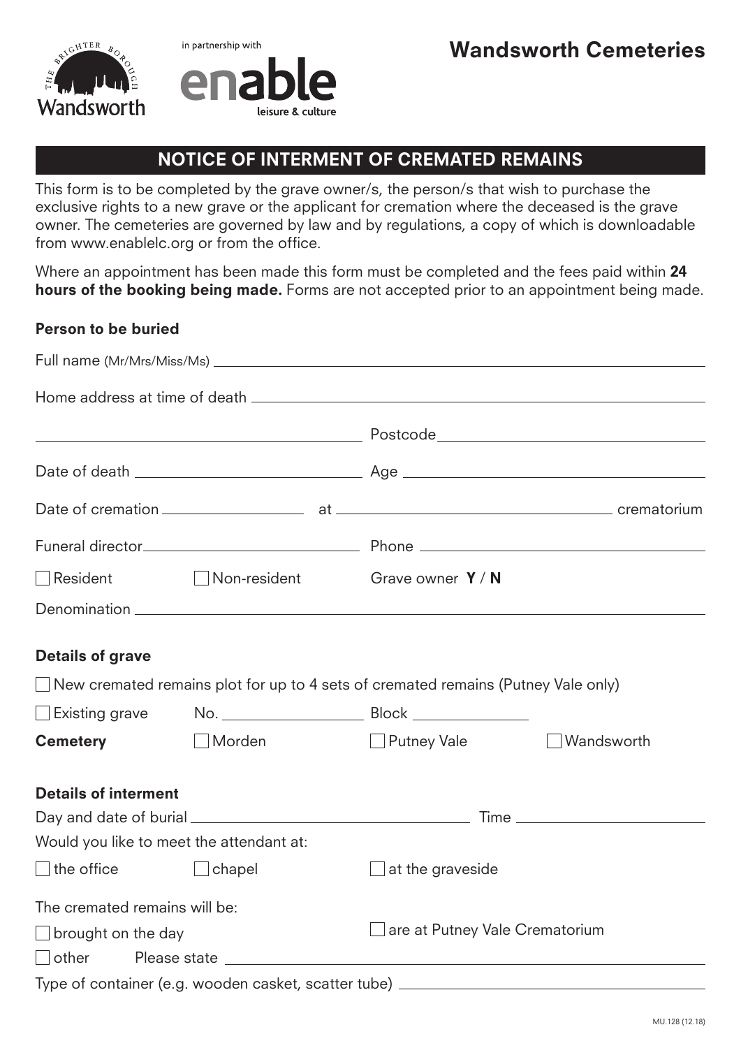in partnership with

Wandsworth | enable leisure & culture

# Wandsworth Cemeteries

## NOTICE OF INTERMENT OF CREMATED REMAINS

This form is to be completed by the grave owner/s, the person/s that wish to purchase the exclusive rights to a new grave or the applicant for cremation where the deceased is the grave owner. The cemeteries are governed by law and by regulations, a copy of which is downloadable from www.enablelc.org or from the office.

Where an appointment has been made this form must be completed and the fees paid within **24 hours of the booking being made.** Forms are not accepted prior to an appointment being made.

### Person to be buried

Full name (Mr/Mrs/Miss/Ms) ______________________________

Home address at time of death ______________________________

______________________________ Postcode ______________________________

Date of death ______________________________ Age ______________________________

Date of cremation ______________ at ______________________________ crematorium

Funeral director ______________________________ Phone ______________________________

☐ Resident ☐ Non-resident Grave owner **Y** / **N**

Denomination ______________________________

### Details of grave

☐ New cremated remains plot for up to 4 sets of cremated remains (Putney Vale only)

☐ Existing grave No. ______________ Block ______________

**Cemetery** ☐ Morden ☐ Putney Vale ☐ Wandsworth

### Details of interment

Day and date of burial ______________________________ Time ______________

Would you like to meet the attendant at:

☐ the office ☐ chapel ☐ at the graveside

The cremated remains will be:

☐ brought on the day ☐ are at Putney Vale Crematorium

☐ other Please state ______________________________

Type of container (e.g. wooden casket, scatter tube) ______________________________

MU.128 (12.18)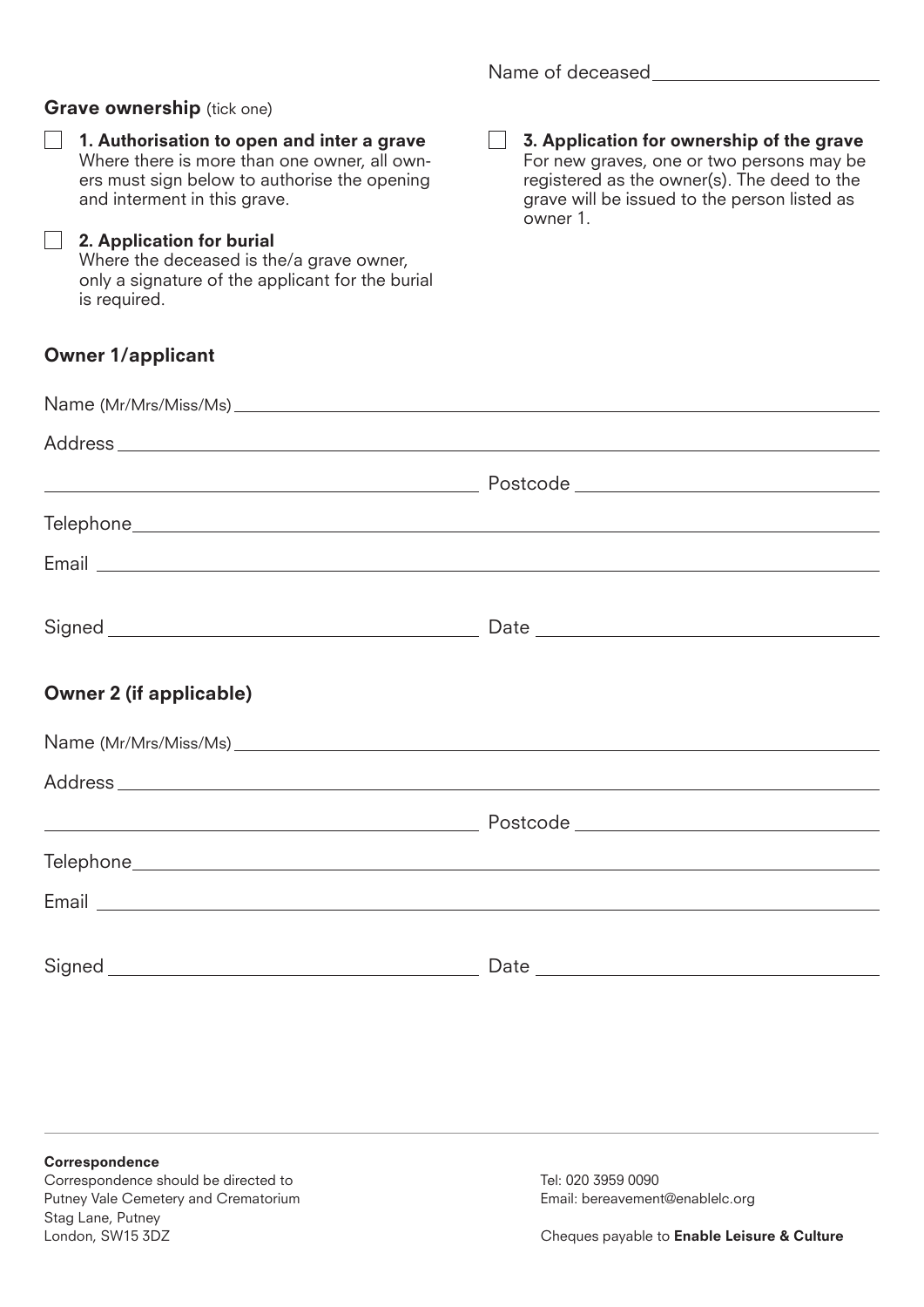Name of deceased ____________________

**Grave ownership** (tick one)

☐ **1. Authorisation to open and inter a grave**
Where there is more than one owner, all owners must sign below to authorise the opening and interment in this grave.

☐ **2. Application for burial**
Where the deceased is the/a grave owner, only a signature of the applicant for the burial is required.

☐ **3. Application for ownership of the grave**
For new graves, one or two persons may be registered as the owner(s). The deed to the grave will be issued to the person listed as owner 1.

## Owner 1/applicant

Name (Mr/Mrs/Miss/Ms) ____________________

Address ____________________

____________________ Postcode ____________________

Telephone ____________________

Email ____________________

Signed ____________________ Date ____________________

## Owner 2 (if applicable)

Name (Mr/Mrs/Miss/Ms) ____________________

Address ____________________

____________________ Postcode ____________________

Telephone ____________________

Email ____________________

Signed ____________________ Date ____________________

---

**Correspondence**
Correspondence should be directed to
Putney Vale Cemetery and Crematorium
Stag Lane, Putney
London, SW15 3DZ

Tel: 020 3959 0090
Email: bereavement@enablelc.org

Cheques payable to **Enable Leisure & Culture**